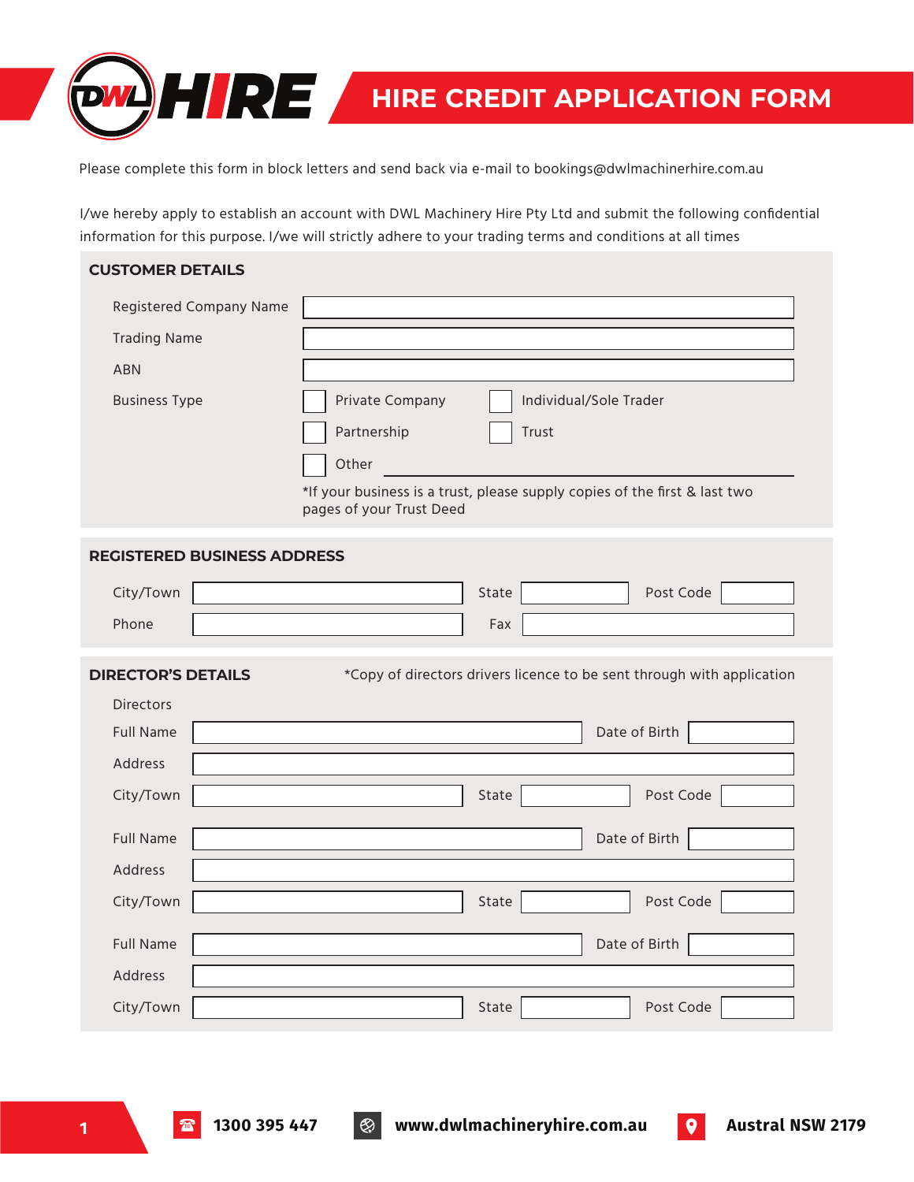# DWL HIRE — HIRE CREDIT APPLICATION FORM

Please complete this form in block letters and send back via e-mail to bookings@dwlmachinerhire.com.au

I/we hereby apply to establish an account with DWL Machinery Hire Pty Ltd and submit the following confidential information for this purpose. I/we will strictly adhere to your trading terms and conditions at all times

## CUSTOMER DETAILS

Registered Company Name: ____________________

Trading Name: ____________________

ABN: ____________________

Business Type:

- ☐ Private Company
- ☐ Individual/Sole Trader
- ☐ Partnership
- ☐ Trust
- ☐ Other ____________________

*If your business is a trust, please supply copies of the first & last two pages of your Trust Deed

## REGISTERED BUSINESS ADDRESS

| City/Town | | State | | Post Code | |
|---|---|---|---|---|---|
| Phone | | Fax | | | |

## DIRECTOR'S DETAILS

*Copy of directors drivers licence to be sent through with application

Directors

| Full Name | | Date of Birth | |
|---|---|---|---|
| Address | | | |
| City/Town | | State | | Post Code | |

| Full Name | | Date of Birth | |
|---|---|---|---|
| Address | | | |
| City/Town | | State | | Post Code | |

| Full Name | | Date of Birth | |
|---|---|---|---|
| Address | | | |
| City/Town | | State | | Post Code | |

1300 395 447 | www.dwlmachineryhire.com.au | Austral NSW 2179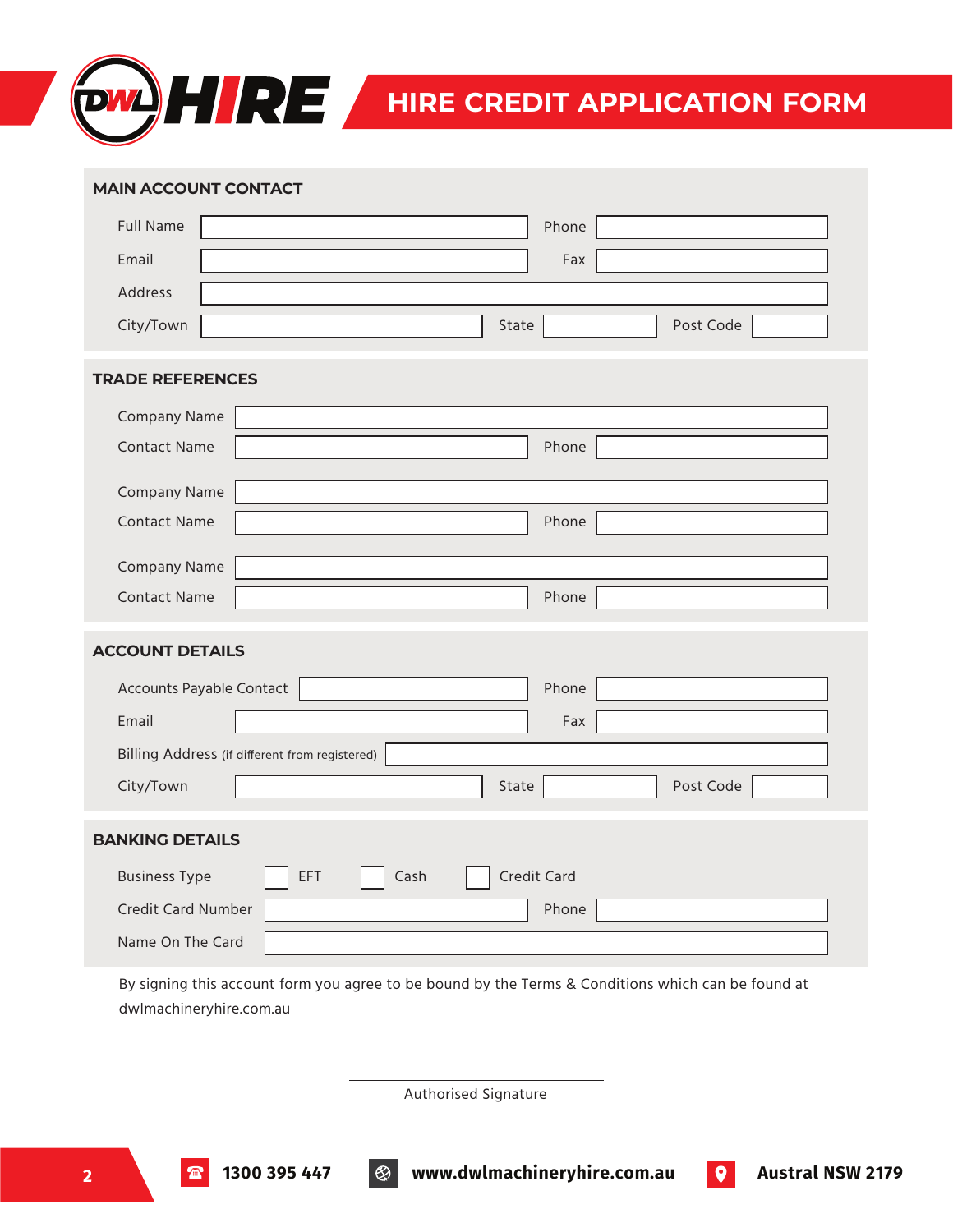# DWL HIRE — HIRE CREDIT APPLICATION FORM

## MAIN ACCOUNT CONTACT

Full Name ______________________ Phone ______________________

Email ______________________ Fax ______________________

Address ______________________

City/Town ______________________ State ____________ Post Code ____________

## TRADE REFERENCES

Company Name ______________________

Contact Name ______________________ Phone ______________________

Company Name ______________________

Contact Name ______________________ Phone ______________________

Company Name ______________________

Contact Name ______________________ Phone ______________________

## ACCOUNT DETAILS

Accounts Payable Contact ______________________ Phone ______________________

Email ______________________ Fax ______________________

Billing Address (if different from registered) ______________________

City/Town ______________________ State ____________ Post Code ____________

## BANKING DETAILS

Business Type ☐ EFT ☐ Cash ☐ Credit Card

Credit Card Number ______________________ Phone ______________________

Name On The Card ______________________

By signing this account form you agree to be bound by the Terms & Conditions which can be found at dwlmachineryhire.com.au

______________________

Authorised Signature

1300 395 447 www.dwlmachineryhire.com.au Austral NSW 2179